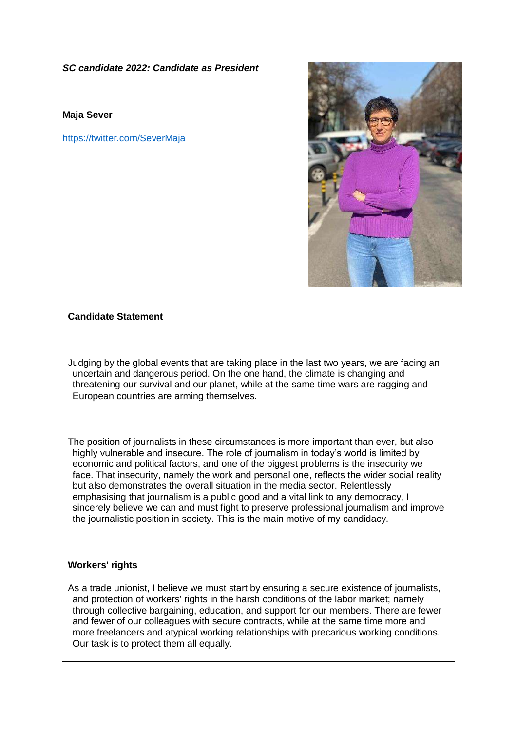***SC candidate 2022: Candidate as President***

**Maja Sever**

https://twitter.com/SeverMaja

**Candidate Statement**

Judging by the global events that are taking place in the last two years, we are facing an uncertain and dangerous period. On the one hand, the climate is changing and threatening our survival and our planet, while at the same time wars are ragging and European countries are arming themselves.

The position of journalists in these circumstances is more important than ever, but also highly vulnerable and insecure. The role of journalism in today's world is limited by economic and political factors, and one of the biggest problems is the insecurity we face. That insecurity, namely the work and personal one, reflects the wider social reality but also demonstrates the overall situation in the media sector. Relentlessly emphasising that journalism is a public good and a vital link to any democracy, I sincerely believe we can and must fight to preserve professional journalism and improve the journalistic position in society. This is the main motive of my candidacy.

**Workers' rights**

As a trade unionist, I believe we must start by ensuring a secure existence of journalists, and protection of workers' rights in the harsh conditions of the labor market; namely through collective bargaining, education, and support for our members. There are fewer and fewer of our colleagues with secure contracts, while at the same time more and more freelancers and atypical working relationships with precarious working conditions. Our task is to protect them all equally.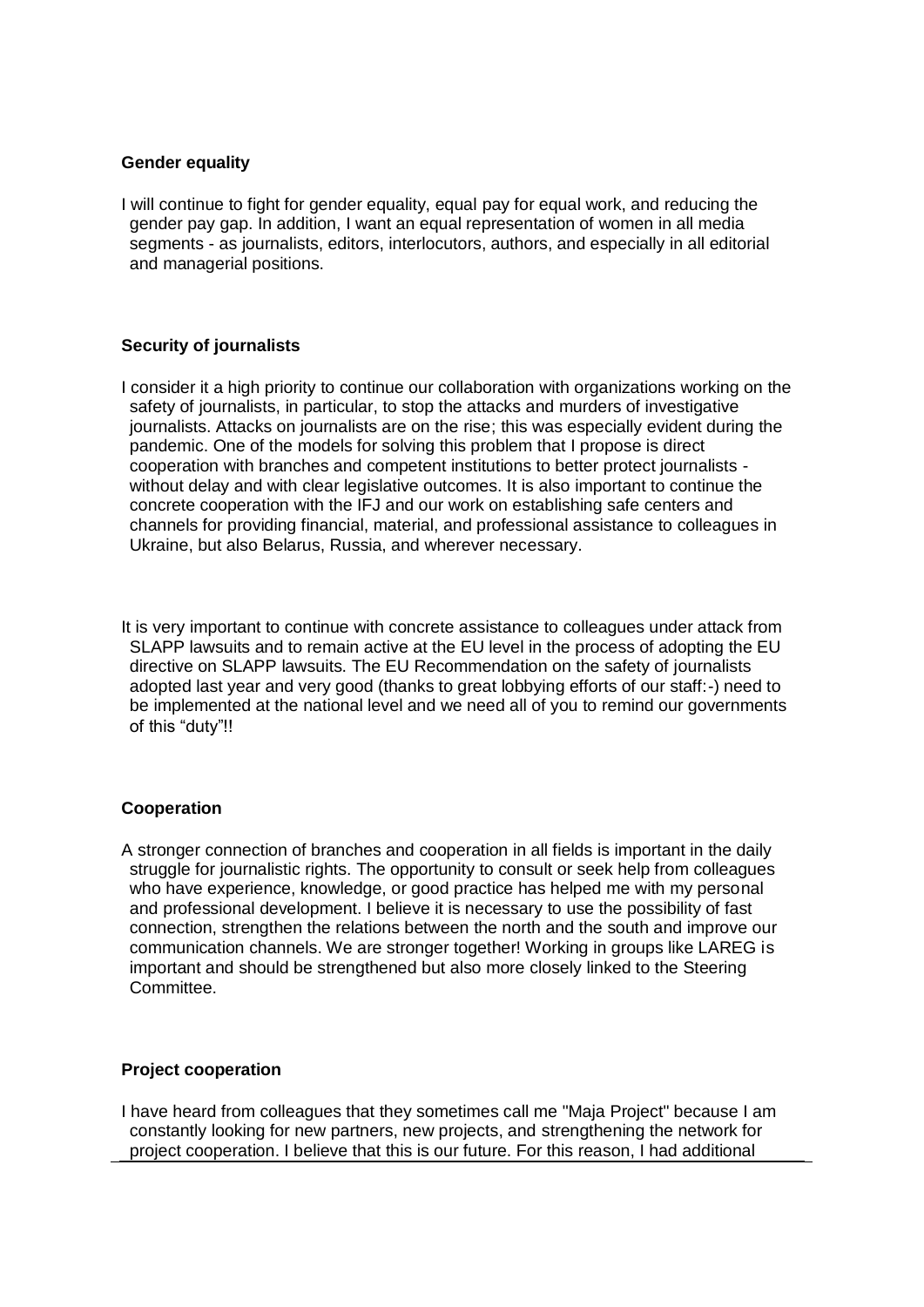**Gender equality**

I will continue to fight for gender equality, equal pay for equal work, and reducing the gender pay gap. In addition, I want an equal representation of women in all media segments - as journalists, editors, interlocutors, authors, and especially in all editorial and managerial positions.

**Security of journalists**

I consider it a high priority to continue our collaboration with organizations working on the safety of journalists, in particular, to stop the attacks and murders of investigative journalists. Attacks on journalists are on the rise; this was especially evident during the pandemic. One of the models for solving this problem that I propose is direct cooperation with branches and competent institutions to better protect journalists - without delay and with clear legislative outcomes. It is also important to continue the concrete cooperation with the IFJ and our work on establishing safe centers and channels for providing financial, material, and professional assistance to colleagues in Ukraine, but also Belarus, Russia, and wherever necessary.

It is very important to continue with concrete assistance to colleagues under attack from SLAPP lawsuits and to remain active at the EU level in the process of adopting the EU directive on SLAPP lawsuits. The EU Recommendation on the safety of journalists adopted last year and very good (thanks to great lobbying efforts of our staff:-) need to be implemented at the national level and we need all of you to remind our governments of this "duty"!!

**Cooperation**

A stronger connection of branches and cooperation in all fields is important in the daily struggle for journalistic rights. The opportunity to consult or seek help from colleagues who have experience, knowledge, or good practice has helped me with my personal and professional development. I believe it is necessary to use the possibility of fast connection, strengthen the relations between the north and the south and improve our communication channels. We are stronger together! Working in groups like LAREG is important and should be strengthened but also more closely linked to the Steering Committee.

**Project cooperation**

I have heard from colleagues that they sometimes call me "Maja Project" because I am constantly looking for new partners, new projects, and strengthening the network for project cooperation. I believe that this is our future. For this reason, I had additional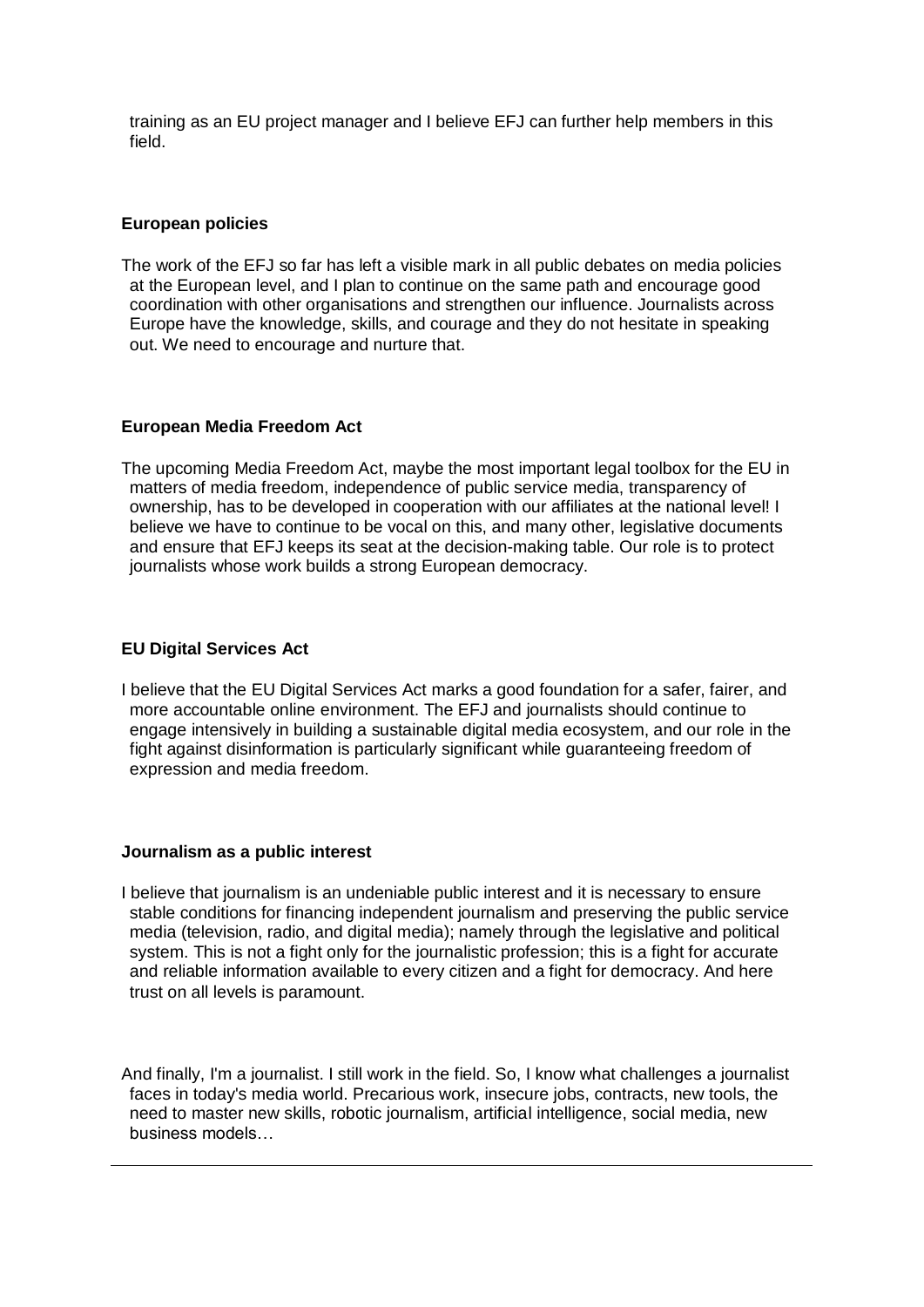training as an EU project manager and I believe EFJ can further help members in this field.

**European policies**

The work of the EFJ so far has left a visible mark in all public debates on media policies at the European level, and I plan to continue on the same path and encourage good coordination with other organisations and strengthen our influence. Journalists across Europe have the knowledge, skills, and courage and they do not hesitate in speaking out. We need to encourage and nurture that.

**European Media Freedom Act**

The upcoming Media Freedom Act, maybe the most important legal toolbox for the EU in matters of media freedom, independence of public service media, transparency of ownership, has to be developed in cooperation with our affiliates at the national level! I believe we have to continue to be vocal on this, and many other, legislative documents and ensure that EFJ keeps its seat at the decision-making table. Our role is to protect journalists whose work builds a strong European democracy.

**EU Digital Services Act**

I believe that the EU Digital Services Act marks a good foundation for a safer, fairer, and more accountable online environment. The EFJ and journalists should continue to engage intensively in building a sustainable digital media ecosystem, and our role in the fight against disinformation is particularly significant while guaranteeing freedom of expression and media freedom.

**Journalism as a public interest**

I believe that journalism is an undeniable public interest and it is necessary to ensure stable conditions for financing independent journalism and preserving the public service media (television, radio, and digital media); namely through the legislative and political system. This is not a fight only for the journalistic profession; this is a fight for accurate and reliable information available to every citizen and a fight for democracy. And here trust on all levels is paramount.

And finally, I'm a journalist. I still work in the field. So, I know what challenges a journalist faces in today's media world. Precarious work, insecure jobs, contracts, new tools, the need to master new skills, robotic journalism, artificial intelligence, social media, new business models…

---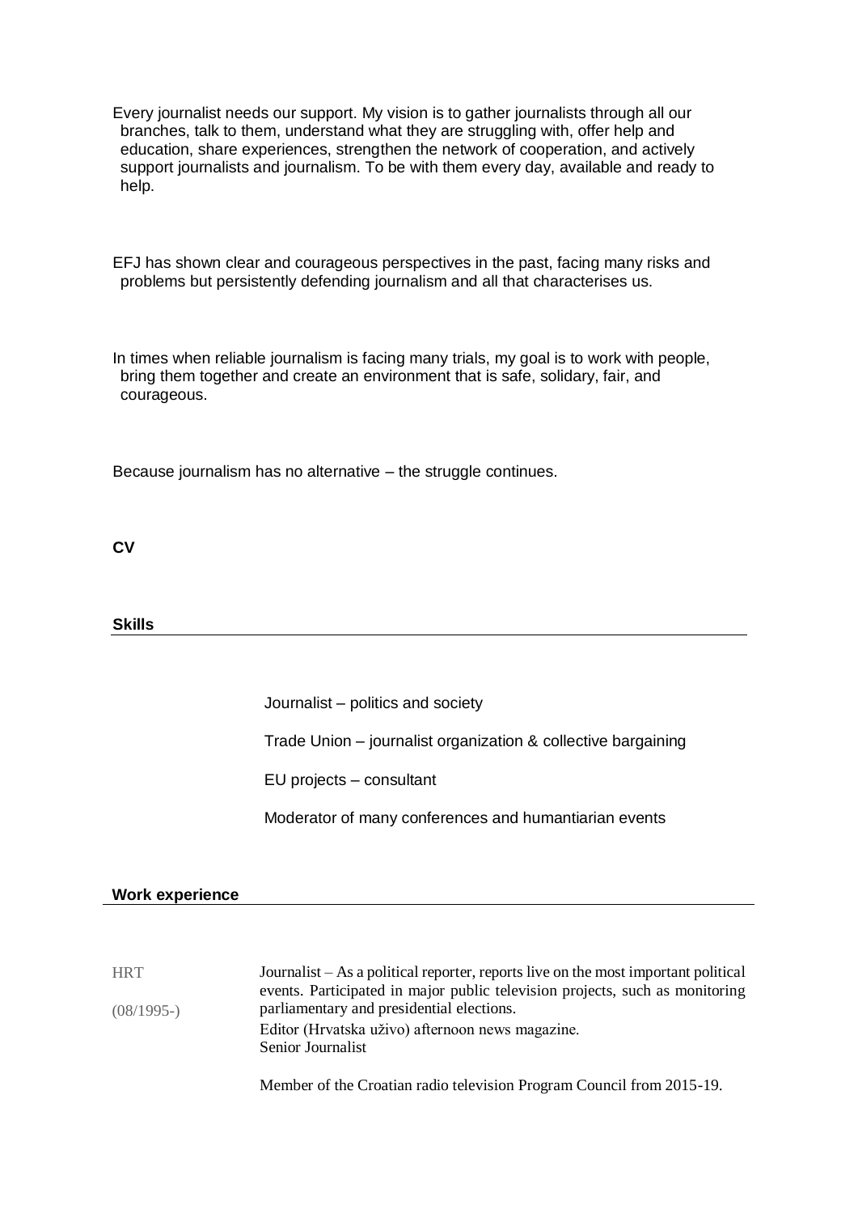Every journalist needs our support. My vision is to gather journalists through all our branches, talk to them, understand what they are struggling with, offer help and education, share experiences, strengthen the network of cooperation, and actively support journalists and journalism. To be with them every day, available and ready to help.

EFJ has shown clear and courageous perspectives in the past, facing many risks and problems but persistently defending journalism and all that characterises us.

In times when reliable journalism is facing many trials, my goal is to work with people, bring them together and create an environment that is safe, solidary, fair, and courageous.

Because journalism has no alternative – the struggle continues.

**CV**

## Skills

Journalist – politics and society

Trade Union – journalist organization & collective bargaining

EU projects – consultant

Moderator of many conferences and humantiarian events

## Work experience

| | |
|---|---|
| HRT<br><br>(08/1995-) | Journalist – As a political reporter, reports live on the most important political events. Participated in major public television projects, such as monitoring parliamentary and presidential elections.<br>Editor (Hrvatska uživo) afternoon news magazine.<br>Senior Journalist<br><br>Member of the Croatian radio television Program Council from 2015-19. |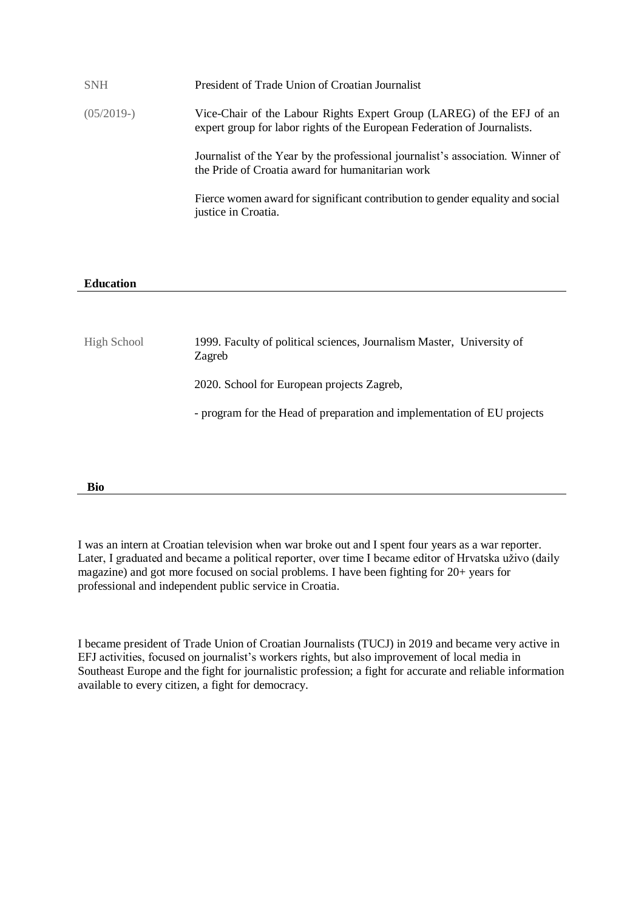| | |
|---|---|
| SNH | President of Trade Union of Croatian Journalist |
| (05/2019-) | Vice-Chair of the Labour Rights Expert Group (LAREG) of the EFJ of an expert group for labor rights of the European Federation of Journalists. |
| | Journalist of the Year by the professional journalist's association. Winner of the Pride of Croatia award for humanitarian work |
| | Fierce women award for significant contribution to gender equality and social justice in Croatia. |

## Education

| | |
|---|---|
| High School | 1999. Faculty of political sciences, Journalism Master, University of Zagreb |
| | 2020. School for European projects Zagreb, |
| | - program for the Head of preparation and implementation of EU projects |

## Bio

I was an intern at Croatian television when war broke out and I spent four years as a war reporter. Later, I graduated and became a political reporter, over time I became editor of Hrvatska uživo (daily magazine) and got more focused on social problems. I have been fighting for 20+ years for professional and independent public service in Croatia.

I became president of Trade Union of Croatian Journalists (TUCJ) in 2019 and became very active in EFJ activities, focused on journalist's workers rights, but also improvement of local media in Southeast Europe and the fight for journalistic profession; a fight for accurate and reliable information available to every citizen, a fight for democracy.